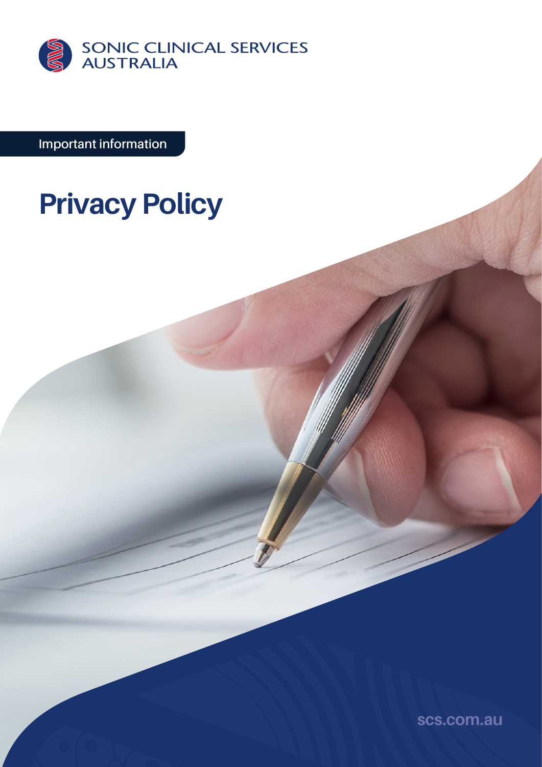SONIC CLINICAL SERVICES AUSTRALIA

Important information

# Privacy Policy

scs.com.au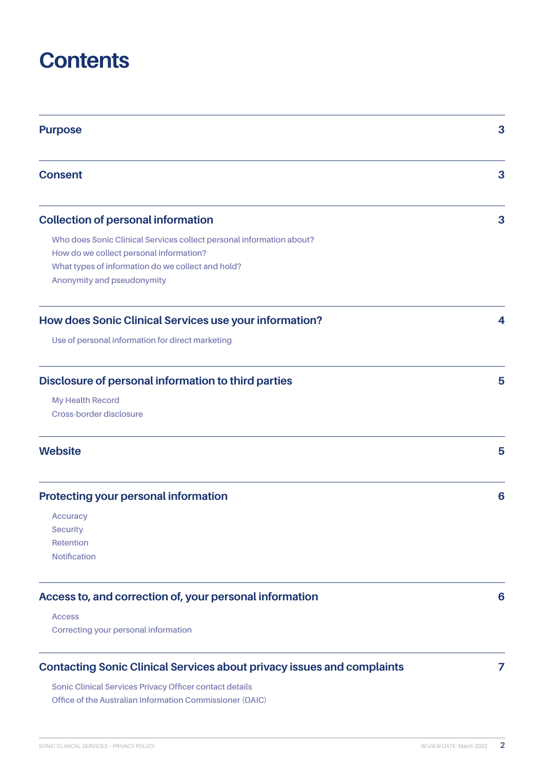# Contents

| Section | Page |
| --- | --- |
| **Purpose** | **3** |
| **Consent** | **3** |
| **Collection of personal information** | **3** |
| Who does Sonic Clinical Services collect personal information about? | |
| How do we collect personal information? | |
| What types of information do we collect and hold? | |
| Anonymity and pseudonymity | |
| **How does Sonic Clinical Services use your information?** | **4** |
| Use of personal information for direct marketing | |
| **Disclosure of personal information to third parties** | **5** |
| My Health Record | |
| Cross-border disclosure | |
| **Website** | **5** |
| **Protecting your personal information** | **6** |
| Accuracy | |
| Security | |
| Retention | |
| Notification | |
| **Access to, and correction of, your personal information** | **6** |
| Access | |
| Correcting your personal information | |
| **Contacting Sonic Clinical Services about privacy issues and complaints** | **7** |
| Sonic Clinical Services Privacy Officer contact details | |
| Office of the Australian Information Commissioner (OAIC) | |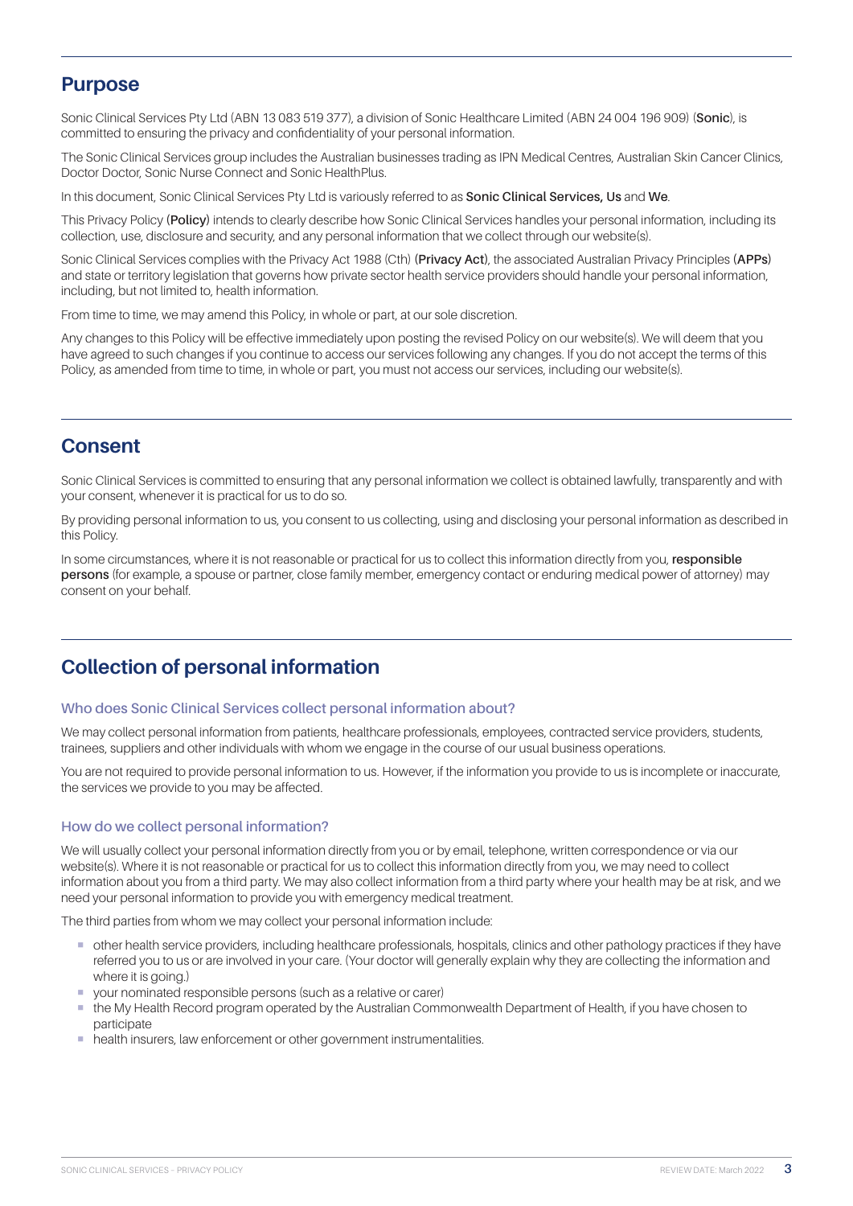## Purpose

Sonic Clinical Services Pty Ltd (ABN 13 083 519 377), a division of Sonic Healthcare Limited (ABN 24 004 196 909) (**Sonic**), is committed to ensuring the privacy and confidentiality of your personal information.

The Sonic Clinical Services group includes the Australian businesses trading as IPN Medical Centres, Australian Skin Cancer Clinics, Doctor Doctor, Sonic Nurse Connect and Sonic HealthPlus.

In this document, Sonic Clinical Services Pty Ltd is variously referred to as **Sonic Clinical Services, Us** and **We**.

This Privacy Policy (**Policy**) intends to clearly describe how Sonic Clinical Services handles your personal information, including its collection, use, disclosure and security, and any personal information that we collect through our website(s).

Sonic Clinical Services complies with the Privacy Act 1988 (Cth) (**Privacy Act**), the associated Australian Privacy Principles (**APPs**) and state or territory legislation that governs how private sector health service providers should handle your personal information, including, but not limited to, health information.

From time to time, we may amend this Policy, in whole or part, at our sole discretion.

Any changes to this Policy will be effective immediately upon posting the revised Policy on our website(s). We will deem that you have agreed to such changes if you continue to access our services following any changes. If you do not accept the terms of this Policy, as amended from time to time, in whole or part, you must not access our services, including our website(s).

## Consent

Sonic Clinical Services is committed to ensuring that any personal information we collect is obtained lawfully, transparently and with your consent, whenever it is practical for us to do so.

By providing personal information to us, you consent to us collecting, using and disclosing your personal information as described in this Policy.

In some circumstances, where it is not reasonable or practical for us to collect this information directly from you, **responsible persons** (for example, a spouse or partner, close family member, emergency contact or enduring medical power of attorney) may consent on your behalf.

## Collection of personal information

### Who does Sonic Clinical Services collect personal information about?

We may collect personal information from patients, healthcare professionals, employees, contracted service providers, students, trainees, suppliers and other individuals with whom we engage in the course of our usual business operations.

You are not required to provide personal information to us. However, if the information you provide to us is incomplete or inaccurate, the services we provide to you may be affected.

### How do we collect personal information?

We will usually collect your personal information directly from you or by email, telephone, written correspondence or via our website(s). Where it is not reasonable or practical for us to collect this information directly from you, we may need to collect information about you from a third party. We may also collect information from a third party where your health may be at risk, and we need your personal information to provide you with emergency medical treatment.

The third parties from whom we may collect your personal information include:

- other health service providers, including healthcare professionals, hospitals, clinics and other pathology practices if they have referred you to us or are involved in your care. (Your doctor will generally explain why they are collecting the information and where it is going.)
- your nominated responsible persons (such as a relative or carer)
- the My Health Record program operated by the Australian Commonwealth Department of Health, if you have chosen to participate
- health insurers, law enforcement or other government instrumentalities.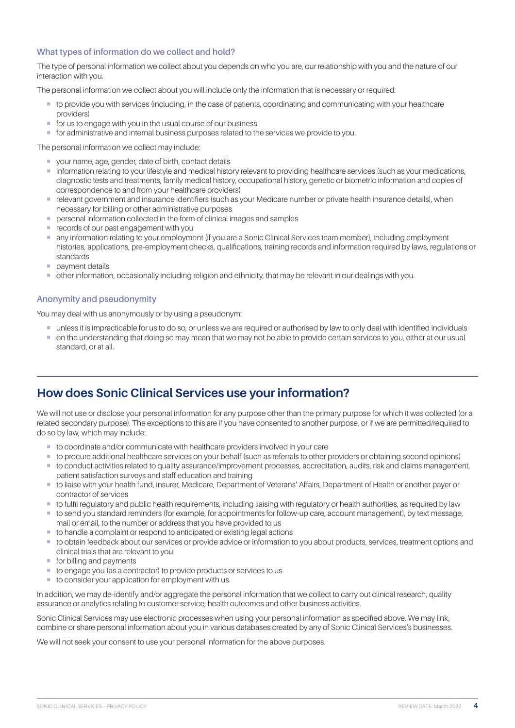### What types of information do we collect and hold?

The type of personal information we collect about you depends on who you are, our relationship with you and the nature of our interaction with you.

The personal information we collect about you will include only the information that is necessary or required:

- to provide you with services (including, in the case of patients, coordinating and communicating with your healthcare providers)
- for us to engage with you in the usual course of our business
- for administrative and internal business purposes related to the services we provide to you.

The personal information we collect may include:

- your name, age, gender, date of birth, contact details
- information relating to your lifestyle and medical history relevant to providing healthcare services (such as your medications, diagnostic tests and treatments, family medical history, occupational history, genetic or biometric information and copies of correspondence to and from your healthcare providers)
- relevant government and insurance identifiers (such as your Medicare number or private health insurance details), when necessary for billing or other administrative purposes
- personal information collected in the form of clinical images and samples
- records of our past engagement with you
- any information relating to your employment (if you are a Sonic Clinical Services team member), including employment histories, applications, pre-employment checks, qualifications, training records and information required by laws, regulations or standards
- payment details
- other information, occasionally including religion and ethnicity, that may be relevant in our dealings with you.

### Anonymity and pseudonymity

You may deal with us anonymously or by using a pseudonym:

- unless it is impracticable for us to do so, or unless we are required or authorised by law to only deal with identified individuals
- on the understanding that doing so may mean that we may not be able to provide certain services to you, either at our usual standard, or at all.

## How does Sonic Clinical Services use your information?

We will not use or disclose your personal information for any purpose other than the primary purpose for which it was collected (or a related secondary purpose). The exceptions to this are if you have consented to another purpose, or if we are permitted/required to do so by law, which may include:

- to coordinate and/or communicate with healthcare providers involved in your care
- to procure additional healthcare services on your behalf (such as referrals to other providers or obtaining second opinions)
- to conduct activities related to quality assurance/improvement processes, accreditation, audits, risk and claims management, patient satisfaction surveys and staff education and training
- to liaise with your health fund, insurer, Medicare, Department of Veterans' Affairs, Department of Health or another payer or contractor of services
- to fulfil regulatory and public health requirements, including liaising with regulatory or health authorities, as required by law
- to send you standard reminders (for example, for appointments for follow-up care, account management), by text message, mail or email, to the number or address that you have provided to us
- to handle a complaint or respond to anticipated or existing legal actions
- to obtain feedback about our services or provide advice or information to you about products, services, treatment options and clinical trials that are relevant to you
- for billing and payments
- to engage you (as a contractor) to provide products or services to us
- to consider your application for employment with us.

In addition, we may de-identify and/or aggregate the personal information that we collect to carry out clinical research, quality assurance or analytics relating to customer service, health outcomes and other business activities.

Sonic Clinical Services may use electronic processes when using your personal information as specified above. We may link, combine or share personal information about you in various databases created by any of Sonic Clinical Services's businesses.

We will not seek your consent to use your personal information for the above purposes.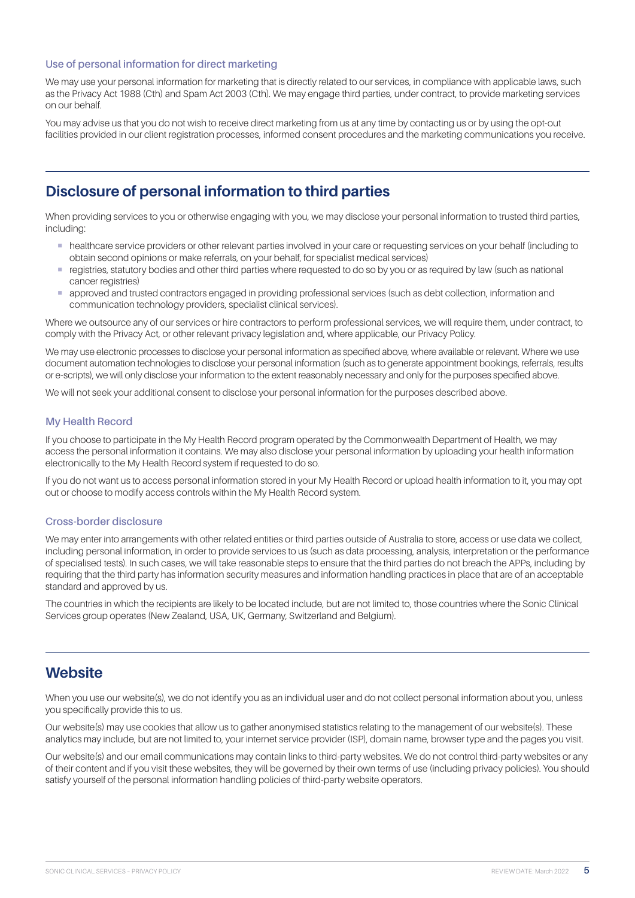### Use of personal information for direct marketing

We may use your personal information for marketing that is directly related to our services, in compliance with applicable laws, such as the Privacy Act 1988 (Cth) and Spam Act 2003 (Cth). We may engage third parties, under contract, to provide marketing services on our behalf.

You may advise us that you do not wish to receive direct marketing from us at any time by contacting us or by using the opt-out facilities provided in our client registration processes, informed consent procedures and the marketing communications you receive.

## Disclosure of personal information to third parties

When providing services to you or otherwise engaging with you, we may disclose your personal information to trusted third parties, including:

- healthcare service providers or other relevant parties involved in your care or requesting services on your behalf (including to obtain second opinions or make referrals, on your behalf, for specialist medical services)
- registries, statutory bodies and other third parties where requested to do so by you or as required by law (such as national cancer registries)
- approved and trusted contractors engaged in providing professional services (such as debt collection, information and communication technology providers, specialist clinical services).

Where we outsource any of our services or hire contractors to perform professional services, we will require them, under contract, to comply with the Privacy Act, or other relevant privacy legislation and, where applicable, our Privacy Policy.

We may use electronic processes to disclose your personal information as specified above, where available or relevant. Where we use document automation technologies to disclose your personal information (such as to generate appointment bookings, referrals, results or e-scripts), we will only disclose your information to the extent reasonably necessary and only for the purposes specified above.

We will not seek your additional consent to disclose your personal information for the purposes described above.

### My Health Record

If you choose to participate in the My Health Record program operated by the Commonwealth Department of Health, we may access the personal information it contains. We may also disclose your personal information by uploading your health information electronically to the My Health Record system if requested to do so.

If you do not want us to access personal information stored in your My Health Record or upload health information to it, you may opt out or choose to modify access controls within the My Health Record system.

### Cross-border disclosure

We may enter into arrangements with other related entities or third parties outside of Australia to store, access or use data we collect, including personal information, in order to provide services to us (such as data processing, analysis, interpretation or the performance of specialised tests). In such cases, we will take reasonable steps to ensure that the third parties do not breach the APPs, including by requiring that the third party has information security measures and information handling practices in place that are of an acceptable standard and approved by us.

The countries in which the recipients are likely to be located include, but are not limited to, those countries where the Sonic Clinical Services group operates (New Zealand, USA, UK, Germany, Switzerland and Belgium).

## Website

When you use our website(s), we do not identify you as an individual user and do not collect personal information about you, unless you specifically provide this to us.

Our website(s) may use cookies that allow us to gather anonymised statistics relating to the management of our website(s). These analytics may include, but are not limited to, your internet service provider (ISP), domain name, browser type and the pages you visit.

Our website(s) and our email communications may contain links to third-party websites. We do not control third-party websites or any of their content and if you visit these websites, they will be governed by their own terms of use (including privacy policies). You should satisfy yourself of the personal information handling policies of third-party website operators.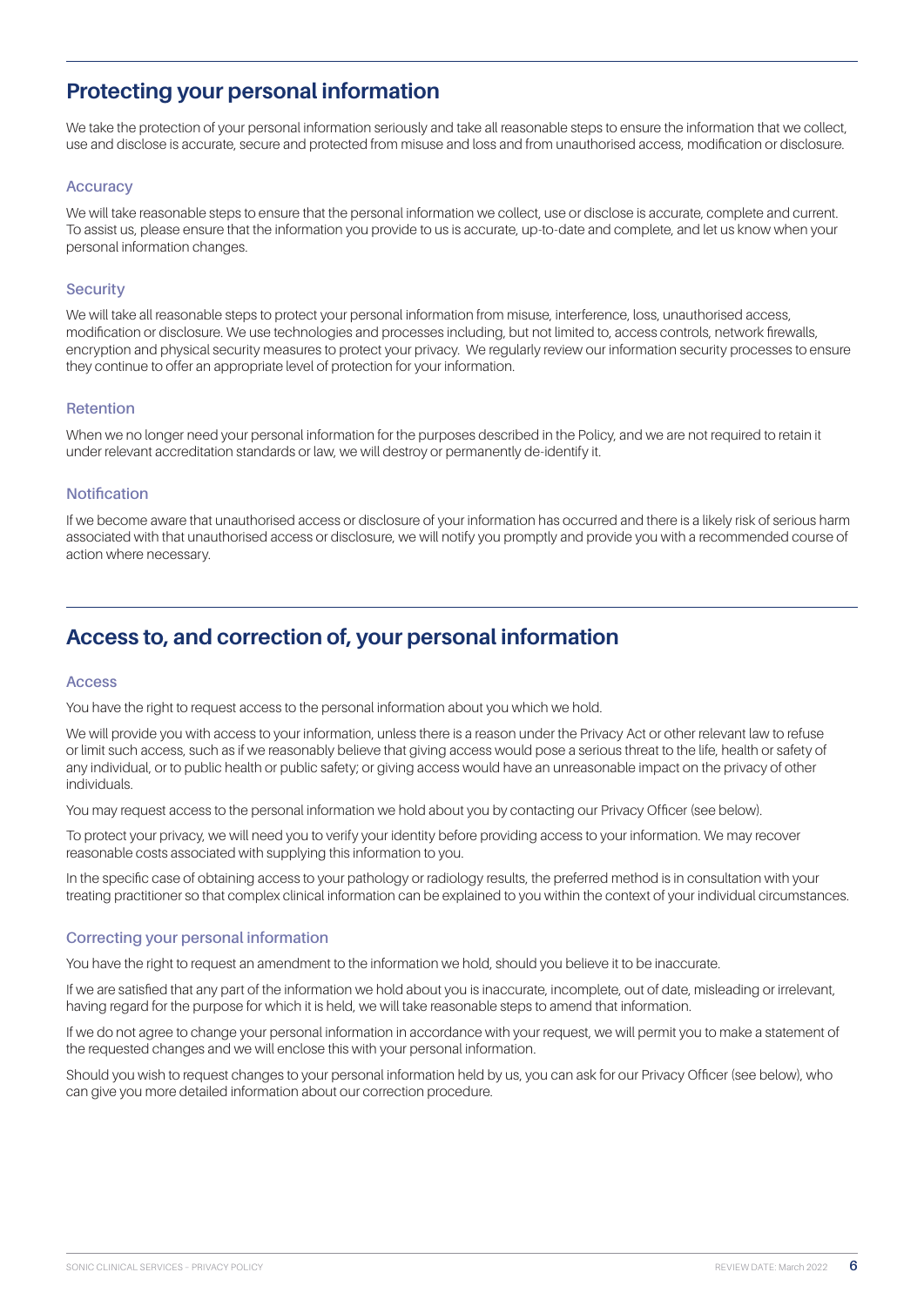## Protecting your personal information

We take the protection of your personal information seriously and take all reasonable steps to ensure the information that we collect, use and disclose is accurate, secure and protected from misuse and loss and from unauthorised access, modification or disclosure.

### Accuracy

We will take reasonable steps to ensure that the personal information we collect, use or disclose is accurate, complete and current. To assist us, please ensure that the information you provide to us is accurate, up-to-date and complete, and let us know when your personal information changes.

### Security

We will take all reasonable steps to protect your personal information from misuse, interference, loss, unauthorised access, modification or disclosure. We use technologies and processes including, but not limited to, access controls, network firewalls, encryption and physical security measures to protect your privacy. We regularly review our information security processes to ensure they continue to offer an appropriate level of protection for your information.

### Retention

When we no longer need your personal information for the purposes described in the Policy, and we are not required to retain it under relevant accreditation standards or law, we will destroy or permanently de-identify it.

### Notification

If we become aware that unauthorised access or disclosure of your information has occurred and there is a likely risk of serious harm associated with that unauthorised access or disclosure, we will notify you promptly and provide you with a recommended course of action where necessary.

## Access to, and correction of, your personal information

### Access

You have the right to request access to the personal information about you which we hold.

We will provide you with access to your information, unless there is a reason under the Privacy Act or other relevant law to refuse or limit such access, such as if we reasonably believe that giving access would pose a serious threat to the life, health or safety of any individual, or to public health or public safety; or giving access would have an unreasonable impact on the privacy of other individuals.

You may request access to the personal information we hold about you by contacting our Privacy Officer (see below).

To protect your privacy, we will need you to verify your identity before providing access to your information. We may recover reasonable costs associated with supplying this information to you.

In the specific case of obtaining access to your pathology or radiology results, the preferred method is in consultation with your treating practitioner so that complex clinical information can be explained to you within the context of your individual circumstances.

### Correcting your personal information

You have the right to request an amendment to the information we hold, should you believe it to be inaccurate.

If we are satisfied that any part of the information we hold about you is inaccurate, incomplete, out of date, misleading or irrelevant, having regard for the purpose for which it is held, we will take reasonable steps to amend that information.

If we do not agree to change your personal information in accordance with your request, we will permit you to make a statement of the requested changes and we will enclose this with your personal information.

Should you wish to request changes to your personal information held by us, you can ask for our Privacy Officer (see below), who can give you more detailed information about our correction procedure.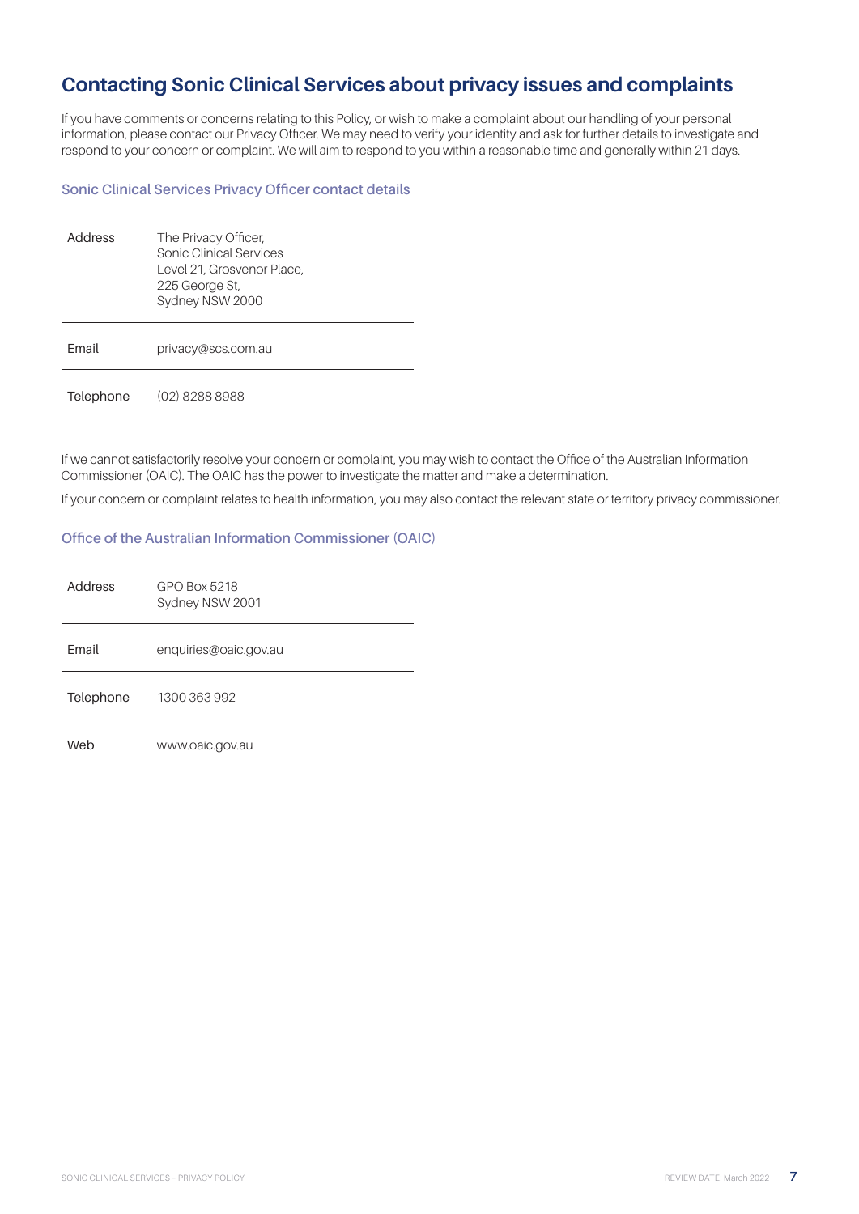## Contacting Sonic Clinical Services about privacy issues and complaints

If you have comments or concerns relating to this Policy, or wish to make a complaint about our handling of your personal information, please contact our Privacy Officer. We may need to verify your identity and ask for further details to investigate and respond to your concern or complaint. We will aim to respond to you within a reasonable time and generally within 21 days.

### Sonic Clinical Services Privacy Officer contact details

| | |
|---|---|
| Address | The Privacy Officer,<br>Sonic Clinical Services<br>Level 21, Grosvenor Place,<br>225 George St,<br>Sydney NSW 2000 |
| Email | privacy@scs.com.au |
| Telephone | (02) 8288 8988 |

If we cannot satisfactorily resolve your concern or complaint, you may wish to contact the Office of the Australian Information Commissioner (OAIC). The OAIC has the power to investigate the matter and make a determination.

If your concern or complaint relates to health information, you may also contact the relevant state or territory privacy commissioner.

### Office of the Australian Information Commissioner (OAIC)

| | |
|---|---|
| Address | GPO Box 5218<br>Sydney NSW 2001 |
| Email | enquiries@oaic.gov.au |
| Telephone | 1300 363 992 |
| Web | www.oaic.gov.au |